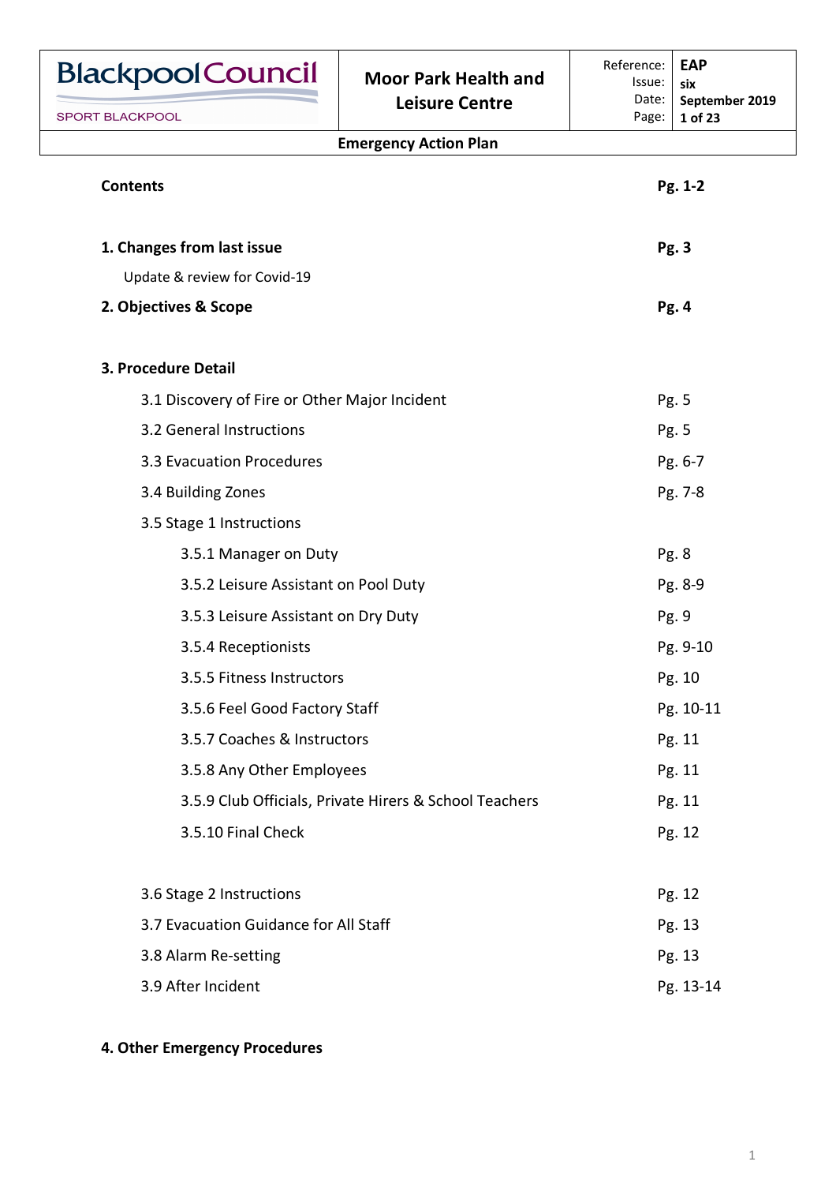| Blackpool Council SPORT BLACKPOOL | Moor Park Health and Leisure Centre | Reference: | EAP |
|---|---|---|---|
| | | Issue: | six |
| | | Date: | September 2019 |
| | | Page: | 1 of 23 |

**Emergency Action Plan**

| | |
|---|---|
| **Contents** | **Pg. 1-2** |
| **1. Changes from last issue** | **Pg. 3** |
| Update & review for Covid-19 | |
| **2. Objectives & Scope** | **Pg. 4** |
| **3. Procedure Detail** | |
| 3.1 Discovery of Fire or Other Major Incident | Pg. 5 |
| 3.2 General Instructions | Pg. 5 |
| 3.3 Evacuation Procedures | Pg. 6-7 |
| 3.4 Building Zones | Pg. 7-8 |
| 3.5 Stage 1 Instructions | |
| 3.5.1 Manager on Duty | Pg. 8 |
| 3.5.2 Leisure Assistant on Pool Duty | Pg. 8-9 |
| 3.5.3 Leisure Assistant on Dry Duty | Pg. 9 |
| 3.5.4 Receptionists | Pg. 9-10 |
| 3.5.5 Fitness Instructors | Pg. 10 |
| 3.5.6 Feel Good Factory Staff | Pg. 10-11 |
| 3.5.7 Coaches & Instructors | Pg. 11 |
| 3.5.8 Any Other Employees | Pg. 11 |
| 3.5.9 Club Officials, Private Hirers & School Teachers | Pg. 11 |
| 3.5.10 Final Check | Pg. 12 |
| 3.6 Stage 2 Instructions | Pg. 12 |
| 3.7 Evacuation Guidance for All Staff | Pg. 13 |
| 3.8 Alarm Re-setting | Pg. 13 |
| 3.9 After Incident | Pg. 13-14 |
| **4. Other Emergency Procedures** | |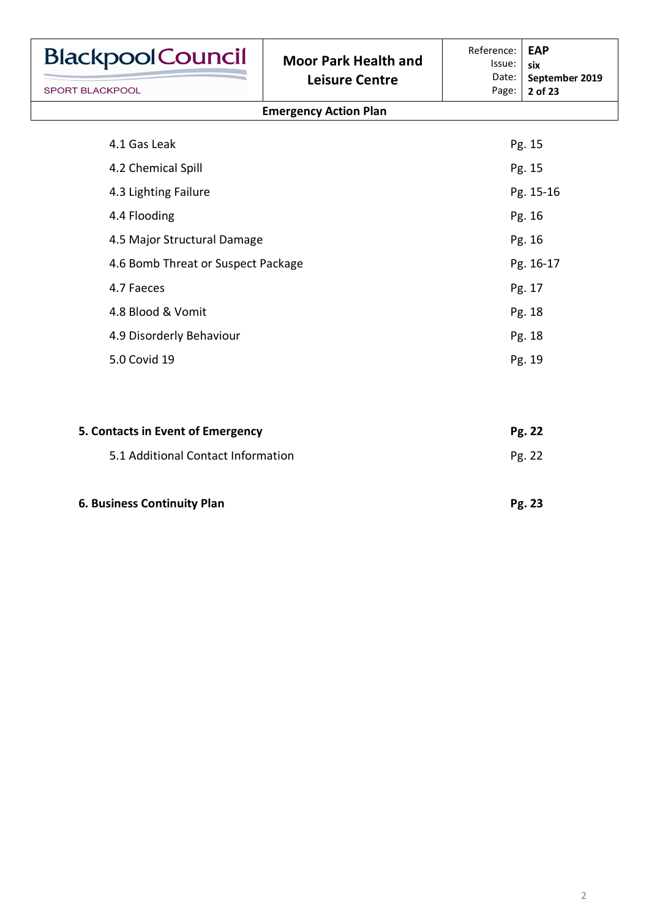| | |
|---|---|
| 4.1 Gas Leak | Pg. 15 |
| 4.2 Chemical Spill | Pg. 15 |
| 4.3 Lighting Failure | Pg. 15-16 |
| 4.4 Flooding | Pg. 16 |
| 4.5 Major Structural Damage | Pg. 16 |
| 4.6 Bomb Threat or Suspect Package | Pg. 16-17 |
| 4.7 Faeces | Pg. 17 |
| 4.8 Blood & Vomit | Pg. 18 |
| 4.9 Disorderly Behaviour | Pg. 18 |
| 5.0 Covid 19 | Pg. 19 |

| | |
|---|---|
| **5. Contacts in Event of Emergency** | **Pg. 22** |
| 5.1 Additional Contact Information | Pg. 22 |
| **6. Business Continuity Plan** | **Pg. 23** |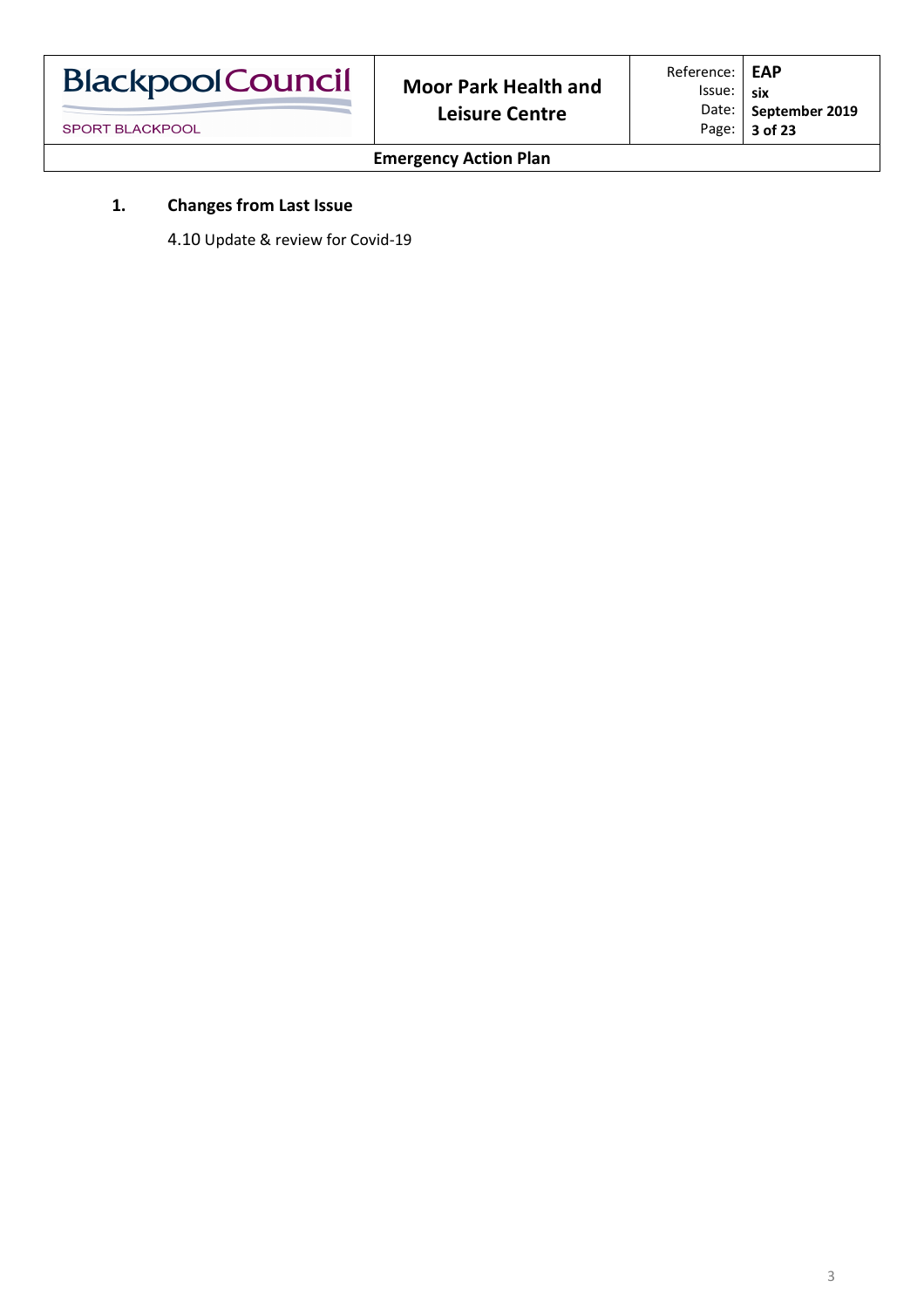## 1. Changes from Last Issue

4.10 Update & review for Covid-19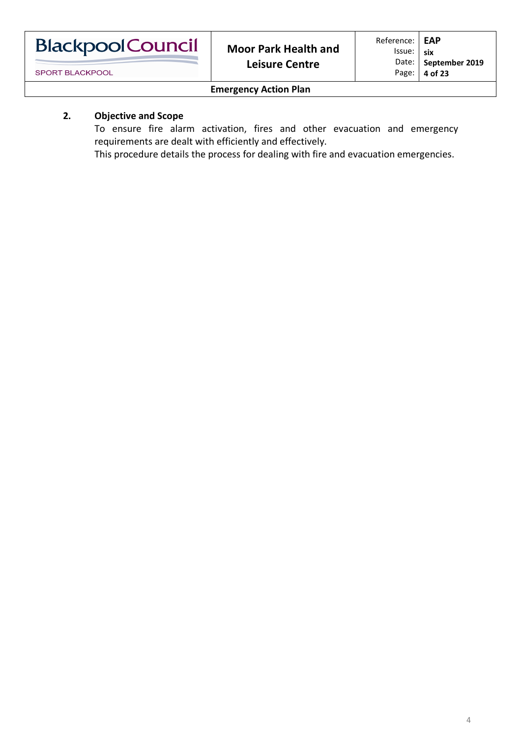## 2. Objective and Scope

To ensure fire alarm activation, fires and other evacuation and emergency requirements are dealt with efficiently and effectively.

This procedure details the process for dealing with fire and evacuation emergencies.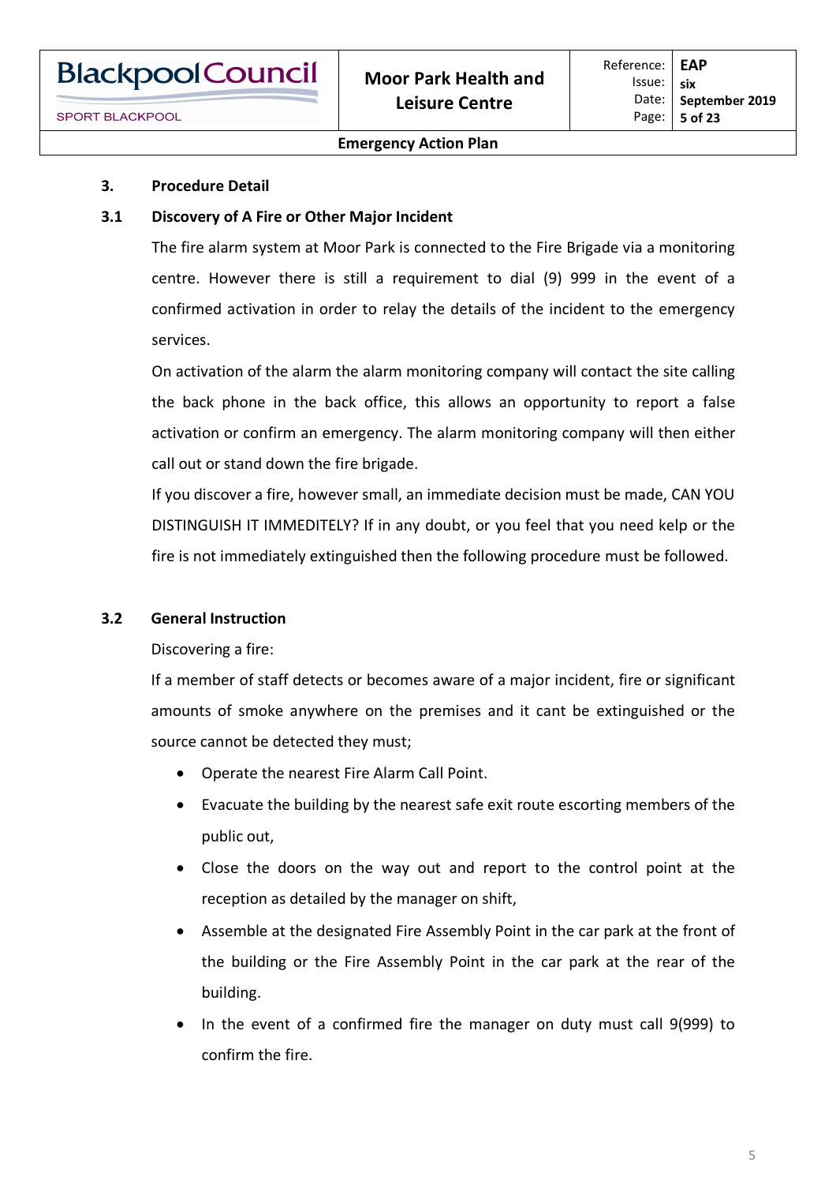## 3. Procedure Detail

### 3.1 Discovery of A Fire or Other Major Incident

The fire alarm system at Moor Park is connected to the Fire Brigade via a monitoring centre. However there is still a requirement to dial (9) 999 in the event of a confirmed activation in order to relay the details of the incident to the emergency services.

On activation of the alarm the alarm monitoring company will contact the site calling the back phone in the back office, this allows an opportunity to report a false activation or confirm an emergency. The alarm monitoring company will then either call out or stand down the fire brigade.

If you discover a fire, however small, an immediate decision must be made, CAN YOU DISTINGUISH IT IMMEDITELY? If in any doubt, or you feel that you need kelp or the fire is not immediately extinguished then the following procedure must be followed.

### 3.2 General Instruction

Discovering a fire:

If a member of staff detects or becomes aware of a major incident, fire or significant amounts of smoke anywhere on the premises and it cant be extinguished or the source cannot be detected they must;

- Operate the nearest Fire Alarm Call Point.
- Evacuate the building by the nearest safe exit route escorting members of the public out,
- Close the doors on the way out and report to the control point at the reception as detailed by the manager on shift,
- Assemble at the designated Fire Assembly Point in the car park at the front of the building or the Fire Assembly Point in the car park at the rear of the building.
- In the event of a confirmed fire the manager on duty must call 9(999) to confirm the fire.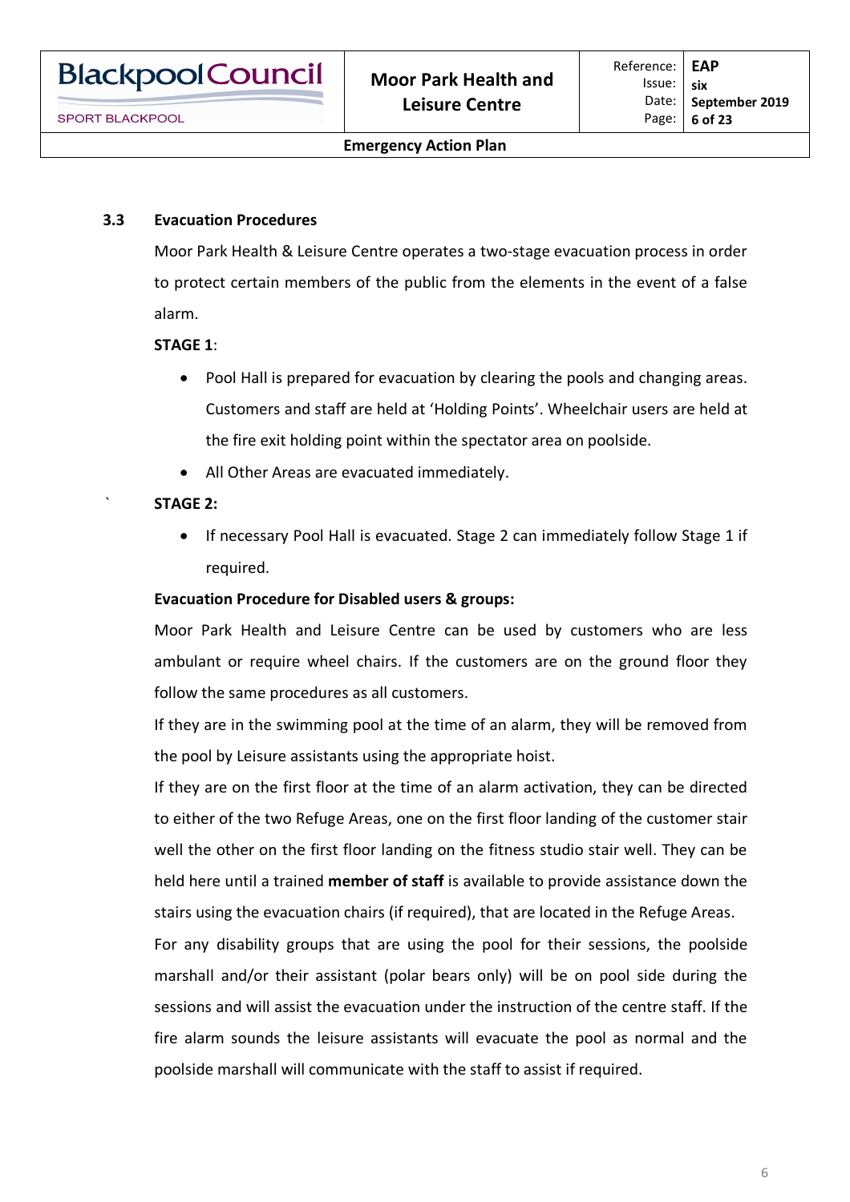## 3.3 Evacuation Procedures

Moor Park Health & Leisure Centre operates a two-stage evacuation process in order to protect certain members of the public from the elements in the event of a false alarm.

**STAGE 1**:

- Pool Hall is prepared for evacuation by clearing the pools and changing areas. Customers and staff are held at 'Holding Points'. Wheelchair users are held at the fire exit holding point within the spectator area on poolside.
- All Other Areas are evacuated immediately.

**STAGE 2:**

- If necessary Pool Hall is evacuated. Stage 2 can immediately follow Stage 1 if required.

**Evacuation Procedure for Disabled users & groups:**

Moor Park Health and Leisure Centre can be used by customers who are less ambulant or require wheel chairs. If the customers are on the ground floor they follow the same procedures as all customers.

If they are in the swimming pool at the time of an alarm, they will be removed from the pool by Leisure assistants using the appropriate hoist.

If they are on the first floor at the time of an alarm activation, they can be directed to either of the two Refuge Areas, one on the first floor landing of the customer stair well the other on the first floor landing on the fitness studio stair well. They can be held here until a trained **member of staff** is available to provide assistance down the stairs using the evacuation chairs (if required), that are located in the Refuge Areas.

For any disability groups that are using the pool for their sessions, the poolside marshall and/or their assistant (polar bears only) will be on pool side during the sessions and will assist the evacuation under the instruction of the centre staff. If the fire alarm sounds the leisure assistants will evacuate the pool as normal and the poolside marshall will communicate with the staff to assist if required.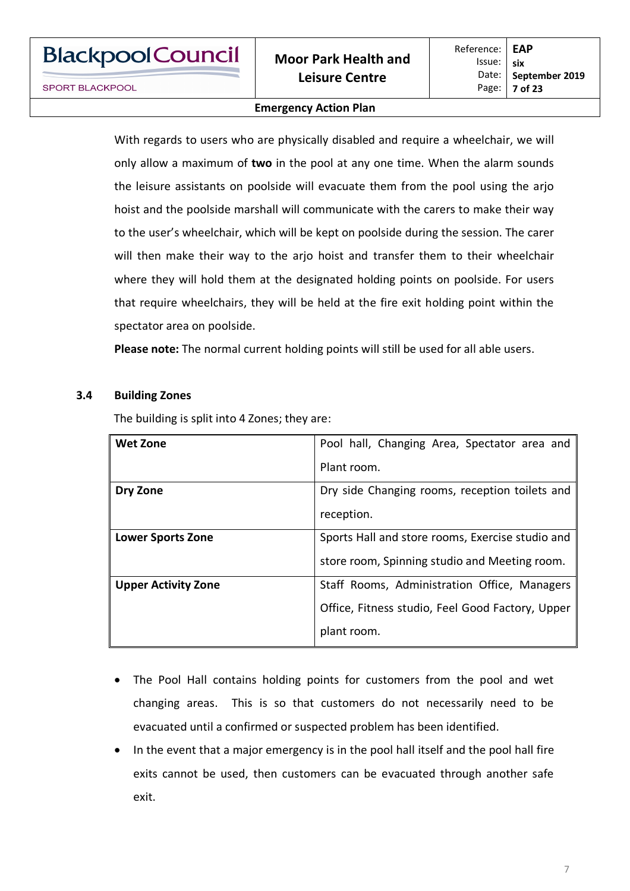With regards to users who are physically disabled and require a wheelchair, we will only allow a maximum of **two** in the pool at any one time. When the alarm sounds the leisure assistants on poolside will evacuate them from the pool using the arjo hoist and the poolside marshall will communicate with the carers to make their way to the user's wheelchair, which will be kept on poolside during the session. The carer will then make their way to the arjo hoist and transfer them to their wheelchair where they will hold them at the designated holding points on poolside. For users that require wheelchairs, they will be held at the fire exit holding point within the spectator area on poolside.

**Please note:** The normal current holding points will still be used for all able users.

### 3.4 Building Zones

The building is split into 4 Zones; they are:

| | |
|---|---|
| **Wet Zone** | Pool hall, Changing Area, Spectator area and Plant room. |
| **Dry Zone** | Dry side Changing rooms, reception toilets and reception. |
| **Lower Sports Zone** | Sports Hall and store rooms, Exercise studio and store room, Spinning studio and Meeting room. |
| **Upper Activity Zone** | Staff Rooms, Administration Office, Managers Office, Fitness studio, Feel Good Factory, Upper plant room. |

- The Pool Hall contains holding points for customers from the pool and wet changing areas. This is so that customers do not necessarily need to be evacuated until a confirmed or suspected problem has been identified.
- In the event that a major emergency is in the pool hall itself and the pool hall fire exits cannot be used, then customers can be evacuated through another safe exit.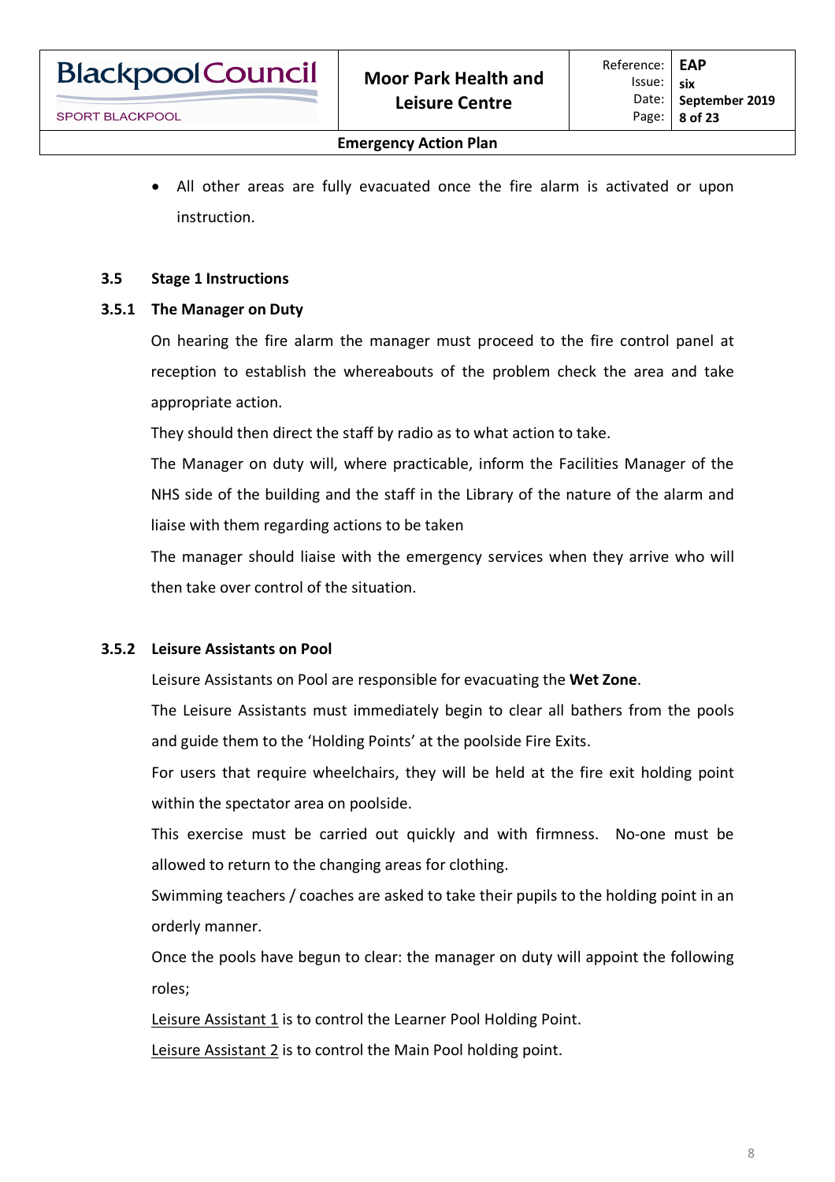- All other areas are fully evacuated once the fire alarm is activated or upon instruction.

### 3.5 Stage 1 Instructions

#### 3.5.1 The Manager on Duty

On hearing the fire alarm the manager must proceed to the fire control panel at reception to establish the whereabouts of the problem check the area and take appropriate action.

They should then direct the staff by radio as to what action to take.

The Manager on duty will, where practicable, inform the Facilities Manager of the NHS side of the building and the staff in the Library of the nature of the alarm and liaise with them regarding actions to be taken

The manager should liaise with the emergency services when they arrive who will then take over control of the situation.

#### 3.5.2 Leisure Assistants on Pool

Leisure Assistants on Pool are responsible for evacuating the **Wet Zone**.

The Leisure Assistants must immediately begin to clear all bathers from the pools and guide them to the 'Holding Points' at the poolside Fire Exits.

For users that require wheelchairs, they will be held at the fire exit holding point within the spectator area on poolside.

This exercise must be carried out quickly and with firmness. No-one must be allowed to return to the changing areas for clothing.

Swimming teachers / coaches are asked to take their pupils to the holding point in an orderly manner.

Once the pools have begun to clear: the manager on duty will appoint the following roles;

<u>Leisure Assistant 1</u> is to control the Learner Pool Holding Point.

<u>Leisure Assistant 2</u> is to control the Main Pool holding point.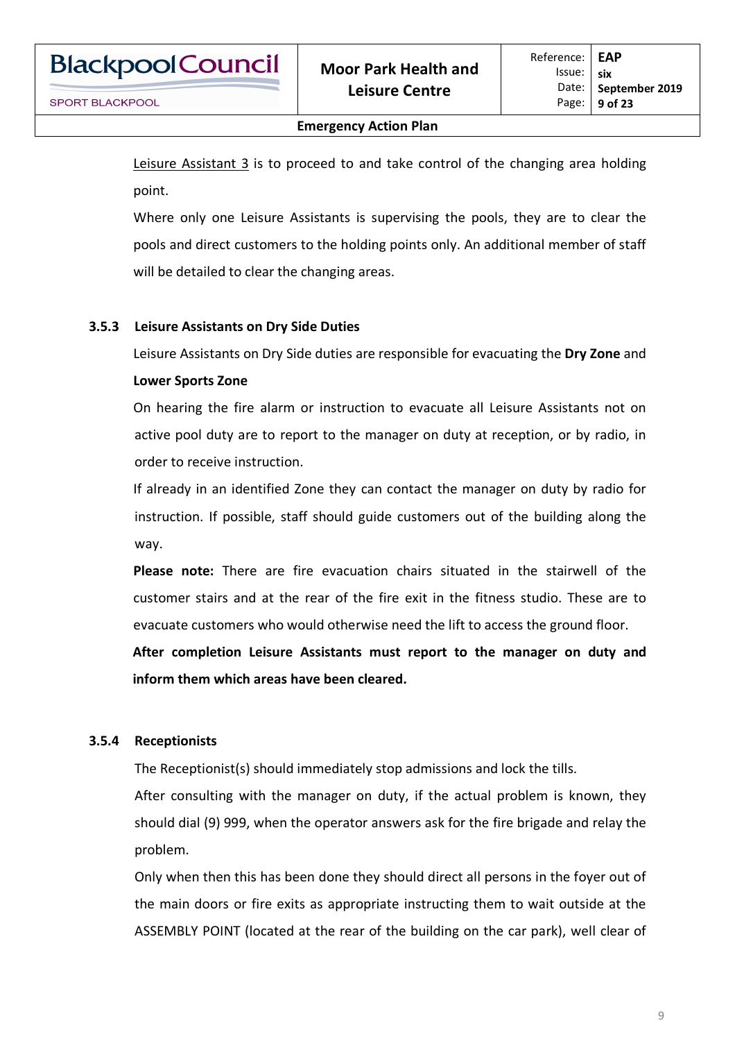Leisure Assistant 3 is to proceed to and take control of the changing area holding point.

Where only one Leisure Assistants is supervising the pools, they are to clear the pools and direct customers to the holding points only. An additional member of staff will be detailed to clear the changing areas.

### 3.5.3 Leisure Assistants on Dry Side Duties

Leisure Assistants on Dry Side duties are responsible for evacuating the **Dry Zone** and **Lower Sports Zone**

On hearing the fire alarm or instruction to evacuate all Leisure Assistants not on active pool duty are to report to the manager on duty at reception, or by radio, in order to receive instruction.

If already in an identified Zone they can contact the manager on duty by radio for instruction. If possible, staff should guide customers out of the building along the way.

**Please note:** There are fire evacuation chairs situated in the stairwell of the customer stairs and at the rear of the fire exit in the fitness studio. These are to evacuate customers who would otherwise need the lift to access the ground floor.

**After completion Leisure Assistants must report to the manager on duty and inform them which areas have been cleared.**

### 3.5.4 Receptionists

The Receptionist(s) should immediately stop admissions and lock the tills.

After consulting with the manager on duty, if the actual problem is known, they should dial (9) 999, when the operator answers ask for the fire brigade and relay the problem.

Only when then this has been done they should direct all persons in the foyer out of the main doors or fire exits as appropriate instructing them to wait outside at the ASSEMBLY POINT (located at the rear of the building on the car park), well clear of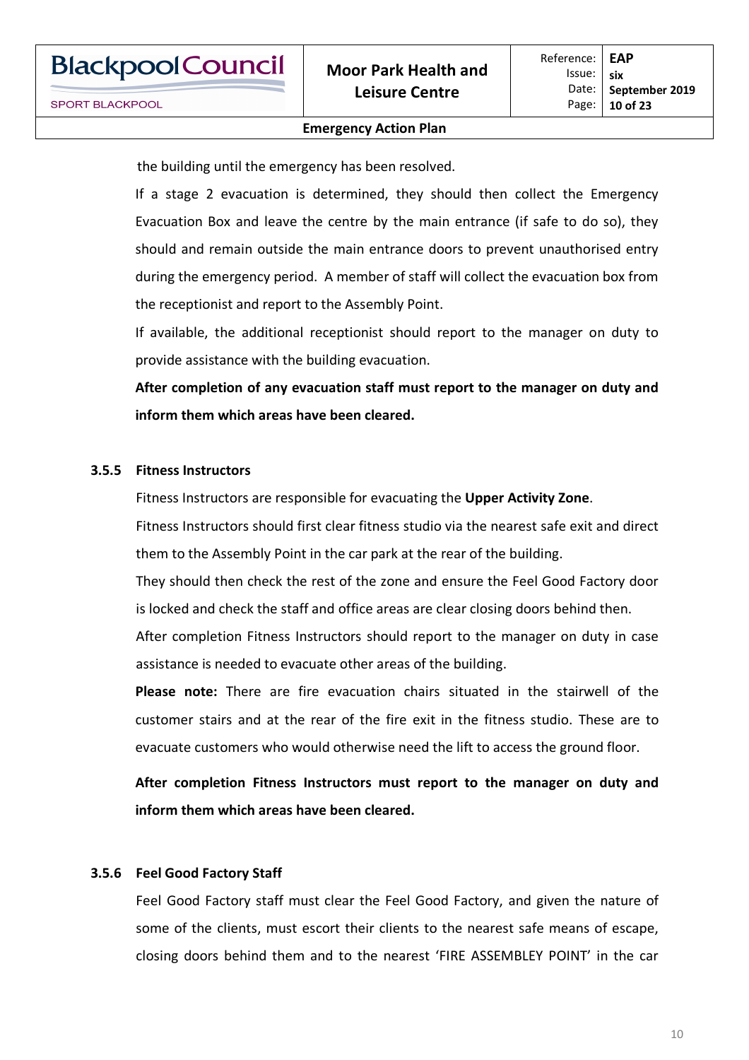the building until the emergency has been resolved.

If a stage 2 evacuation is determined, they should then collect the Emergency Evacuation Box and leave the centre by the main entrance (if safe to do so), they should and remain outside the main entrance doors to prevent unauthorised entry during the emergency period. A member of staff will collect the evacuation box from the receptionist and report to the Assembly Point.

If available, the additional receptionist should report to the manager on duty to provide assistance with the building evacuation.

**After completion of any evacuation staff must report to the manager on duty and inform them which areas have been cleared.**

### 3.5.5 Fitness Instructors

Fitness Instructors are responsible for evacuating the **Upper Activity Zone**.

Fitness Instructors should first clear fitness studio via the nearest safe exit and direct them to the Assembly Point in the car park at the rear of the building.

They should then check the rest of the zone and ensure the Feel Good Factory door is locked and check the staff and office areas are clear closing doors behind then.

After completion Fitness Instructors should report to the manager on duty in case assistance is needed to evacuate other areas of the building.

**Please note:** There are fire evacuation chairs situated in the stairwell of the customer stairs and at the rear of the fire exit in the fitness studio. These are to evacuate customers who would otherwise need the lift to access the ground floor.

**After completion Fitness Instructors must report to the manager on duty and inform them which areas have been cleared.**

### 3.5.6 Feel Good Factory Staff

Feel Good Factory staff must clear the Feel Good Factory, and given the nature of some of the clients, must escort their clients to the nearest safe means of escape, closing doors behind them and to the nearest 'FIRE ASSEMBLEY POINT' in the car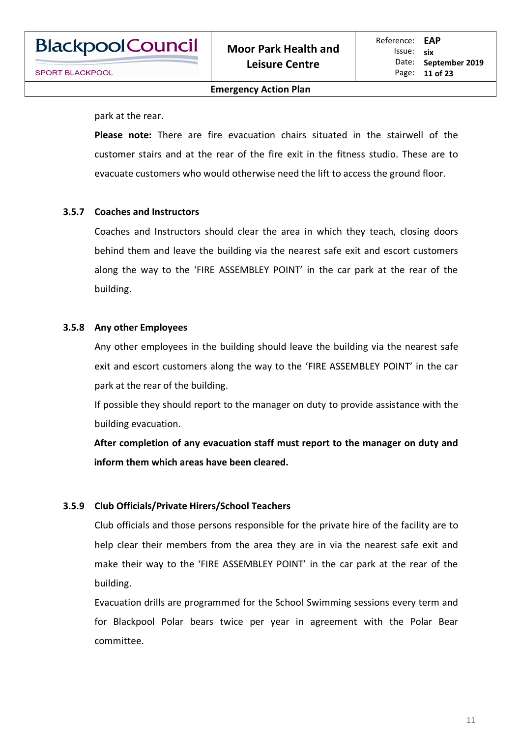park at the rear.

**Please note:** There are fire evacuation chairs situated in the stairwell of the customer stairs and at the rear of the fire exit in the fitness studio. These are to evacuate customers who would otherwise need the lift to access the ground floor.

#### 3.5.7 Coaches and Instructors

Coaches and Instructors should clear the area in which they teach, closing doors behind them and leave the building via the nearest safe exit and escort customers along the way to the 'FIRE ASSEMBLEY POINT' in the car park at the rear of the building.

#### 3.5.8 Any other Employees

Any other employees in the building should leave the building via the nearest safe exit and escort customers along the way to the 'FIRE ASSEMBLEY POINT' in the car park at the rear of the building.

If possible they should report to the manager on duty to provide assistance with the building evacuation.

**After completion of any evacuation staff must report to the manager on duty and inform them which areas have been cleared.**

#### 3.5.9 Club Officials/Private Hirers/School Teachers

Club officials and those persons responsible for the private hire of the facility are to help clear their members from the area they are in via the nearest safe exit and make their way to the 'FIRE ASSEMBLEY POINT' in the car park at the rear of the building.

Evacuation drills are programmed for the School Swimming sessions every term and for Blackpool Polar bears twice per year in agreement with the Polar Bear committee.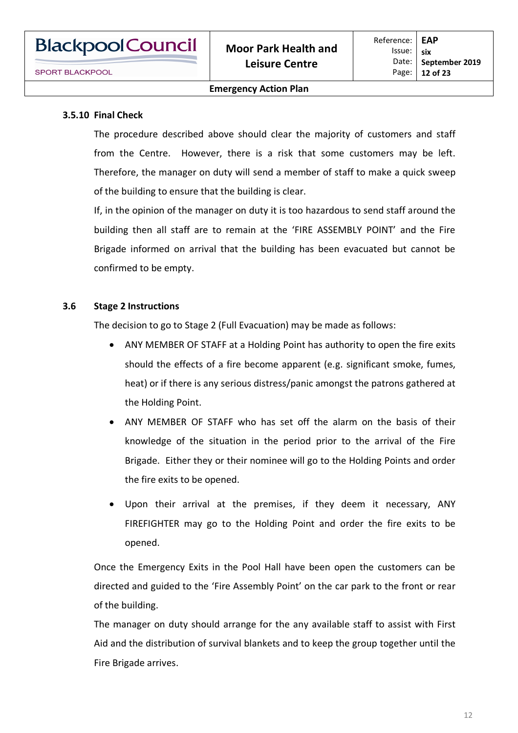### 3.5.10 Final Check

The procedure described above should clear the majority of customers and staff from the Centre. However, there is a risk that some customers may be left. Therefore, the manager on duty will send a member of staff to make a quick sweep of the building to ensure that the building is clear.

If, in the opinion of the manager on duty it is too hazardous to send staff around the building then all staff are to remain at the 'FIRE ASSEMBLY POINT' and the Fire Brigade informed on arrival that the building has been evacuated but cannot be confirmed to be empty.

### 3.6 Stage 2 Instructions

The decision to go to Stage 2 (Full Evacuation) may be made as follows:

- ANY MEMBER OF STAFF at a Holding Point has authority to open the fire exits should the effects of a fire become apparent (e.g. significant smoke, fumes, heat) or if there is any serious distress/panic amongst the patrons gathered at the Holding Point.
- ANY MEMBER OF STAFF who has set off the alarm on the basis of their knowledge of the situation in the period prior to the arrival of the Fire Brigade. Either they or their nominee will go to the Holding Points and order the fire exits to be opened.
- Upon their arrival at the premises, if they deem it necessary, ANY FIREFIGHTER may go to the Holding Point and order the fire exits to be opened.

Once the Emergency Exits in the Pool Hall have been open the customers can be directed and guided to the 'Fire Assembly Point' on the car park to the front or rear of the building.

The manager on duty should arrange for the any available staff to assist with First Aid and the distribution of survival blankets and to keep the group together until the Fire Brigade arrives.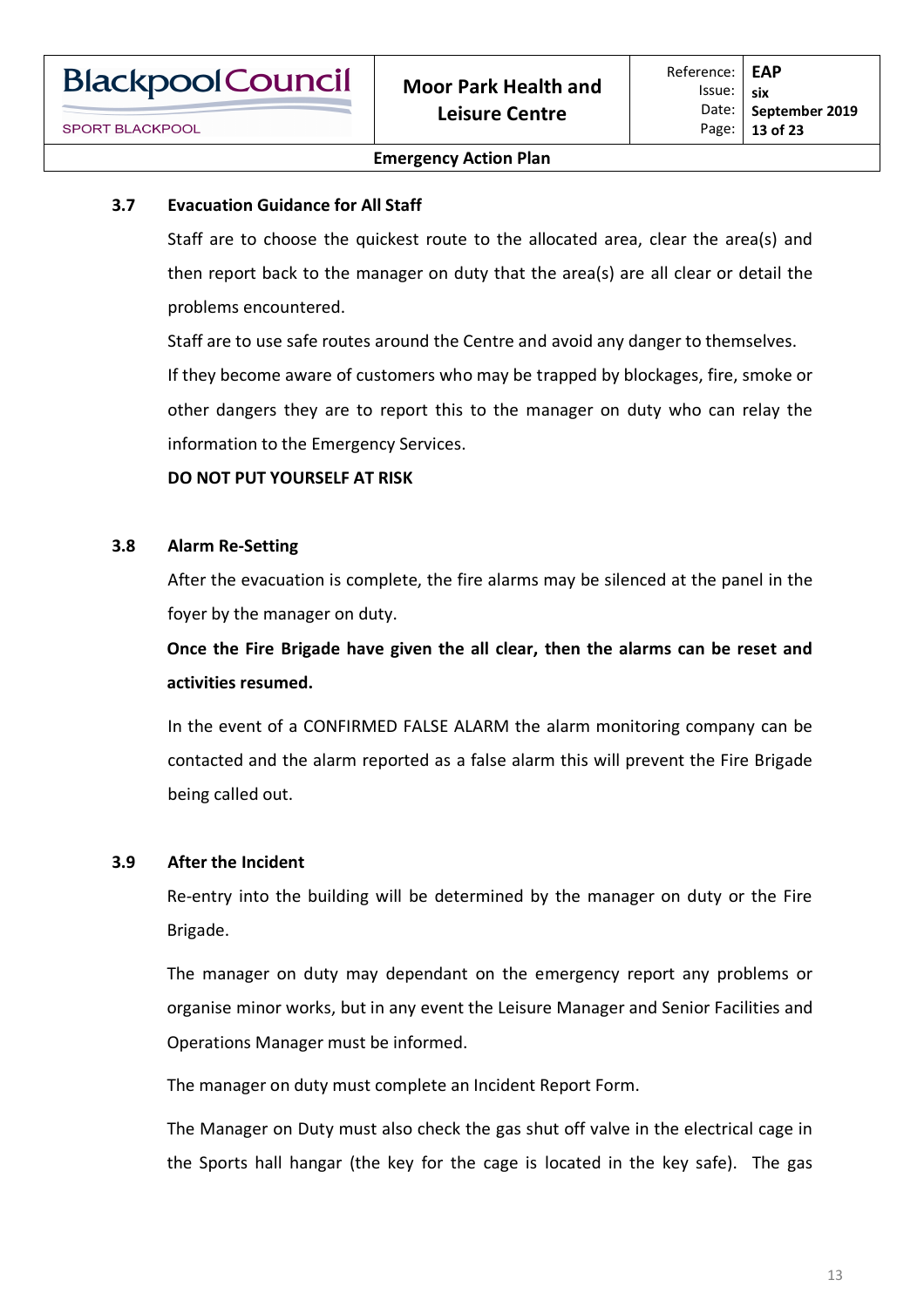### 3.7 Evacuation Guidance for All Staff

Staff are to choose the quickest route to the allocated area, clear the area(s) and then report back to the manager on duty that the area(s) are all clear or detail the problems encountered.

Staff are to use safe routes around the Centre and avoid any danger to themselves.

If they become aware of customers who may be trapped by blockages, fire, smoke or other dangers they are to report this to the manager on duty who can relay the information to the Emergency Services.

**DO NOT PUT YOURSELF AT RISK**

### 3.8 Alarm Re-Setting

After the evacuation is complete, the fire alarms may be silenced at the panel in the foyer by the manager on duty.

**Once the Fire Brigade have given the all clear, then the alarms can be reset and activities resumed.**

In the event of a CONFIRMED FALSE ALARM the alarm monitoring company can be contacted and the alarm reported as a false alarm this will prevent the Fire Brigade being called out.

### 3.9 After the Incident

Re-entry into the building will be determined by the manager on duty or the Fire Brigade.

The manager on duty may dependant on the emergency report any problems or organise minor works, but in any event the Leisure Manager and Senior Facilities and Operations Manager must be informed.

The manager on duty must complete an Incident Report Form.

The Manager on Duty must also check the gas shut off valve in the electrical cage in the Sports hall hangar (the key for the cage is located in the key safe). The gas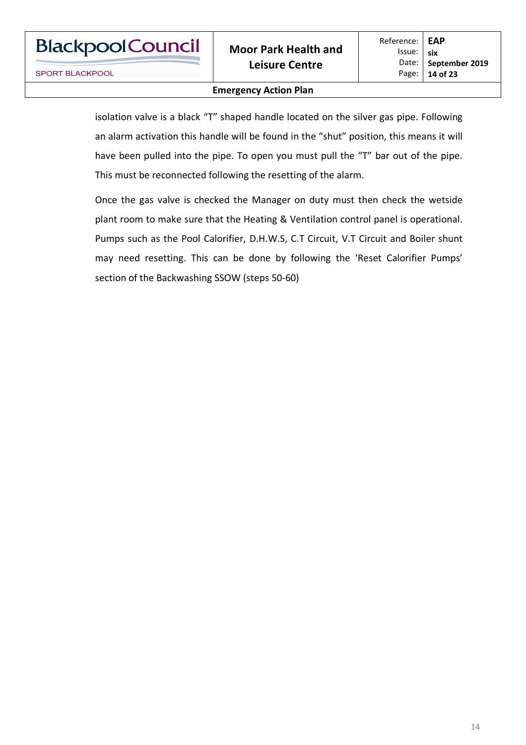isolation valve is a black "T" shaped handle located on the silver gas pipe. Following an alarm activation this handle will be found in the "shut" position, this means it will have been pulled into the pipe. To open you must pull the "T" bar out of the pipe. This must be reconnected following the resetting of the alarm.

Once the gas valve is checked the Manager on duty must then check the wetside plant room to make sure that the Heating & Ventilation control panel is operational. Pumps such as the Pool Calorifier, D.H.W.S, C.T Circuit, V.T Circuit and Boiler shunt may need resetting. This can be done by following the 'Reset Calorifier Pumps' section of the Backwashing SSOW (steps 50-60)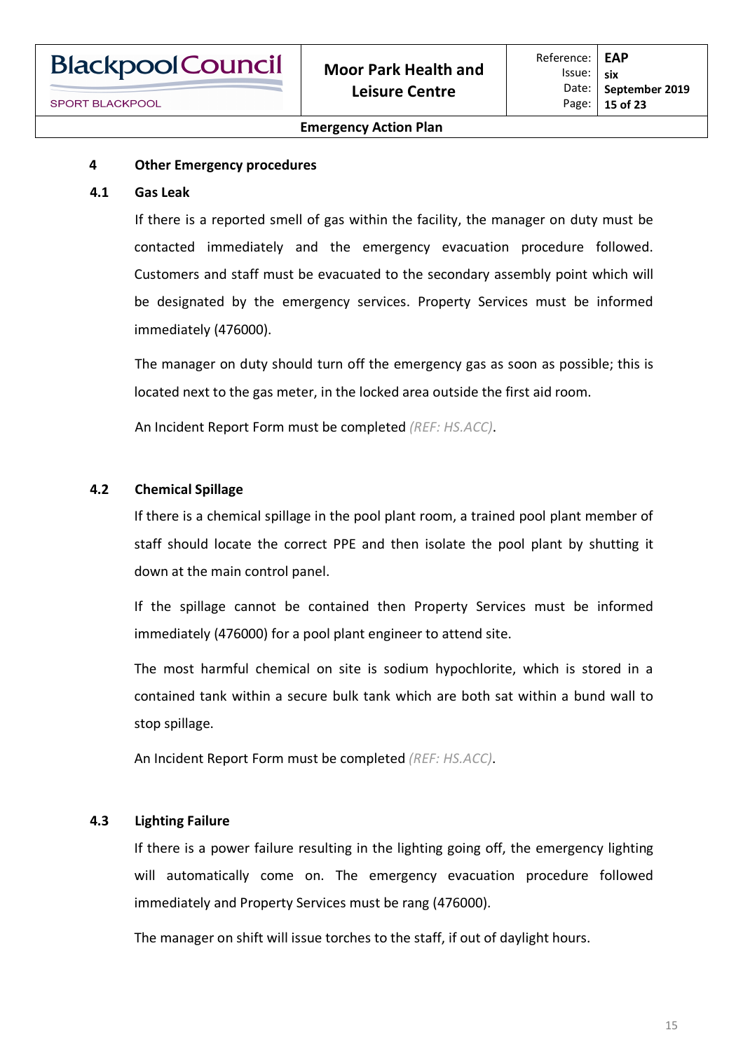## 4 Other Emergency procedures

### 4.1 Gas Leak

If there is a reported smell of gas within the facility, the manager on duty must be contacted immediately and the emergency evacuation procedure followed. Customers and staff must be evacuated to the secondary assembly point which will be designated by the emergency services. Property Services must be informed immediately (476000).

The manager on duty should turn off the emergency gas as soon as possible; this is located next to the gas meter, in the locked area outside the first aid room.

An Incident Report Form must be completed *(REF: HS.ACC)*.

### 4.2 Chemical Spillage

If there is a chemical spillage in the pool plant room, a trained pool plant member of staff should locate the correct PPE and then isolate the pool plant by shutting it down at the main control panel.

If the spillage cannot be contained then Property Services must be informed immediately (476000) for a pool plant engineer to attend site.

The most harmful chemical on site is sodium hypochlorite, which is stored in a contained tank within a secure bulk tank which are both sat within a bund wall to stop spillage.

An Incident Report Form must be completed *(REF: HS.ACC)*.

### 4.3 Lighting Failure

If there is a power failure resulting in the lighting going off, the emergency lighting will automatically come on. The emergency evacuation procedure followed immediately and Property Services must be rang (476000).

The manager on shift will issue torches to the staff, if out of daylight hours.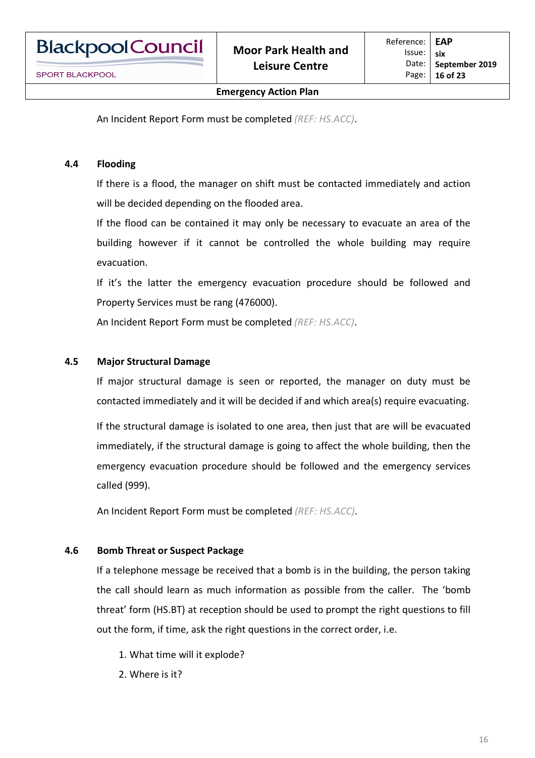An Incident Report Form must be completed *(REF: HS.ACC)*.

### 4.4 Flooding

If there is a flood, the manager on shift must be contacted immediately and action will be decided depending on the flooded area.

If the flood can be contained it may only be necessary to evacuate an area of the building however if it cannot be controlled the whole building may require evacuation.

If it's the latter the emergency evacuation procedure should be followed and Property Services must be rang (476000).

An Incident Report Form must be completed *(REF: HS.ACC)*.

### 4.5 Major Structural Damage

If major structural damage is seen or reported, the manager on duty must be contacted immediately and it will be decided if and which area(s) require evacuating.

If the structural damage is isolated to one area, then just that are will be evacuated immediately, if the structural damage is going to affect the whole building, then the emergency evacuation procedure should be followed and the emergency services called (999).

An Incident Report Form must be completed *(REF: HS.ACC)*.

### 4.6 Bomb Threat or Suspect Package

If a telephone message be received that a bomb is in the building, the person taking the call should learn as much information as possible from the caller. The 'bomb threat' form (HS.BT) at reception should be used to prompt the right questions to fill out the form, if time, ask the right questions in the correct order, i.e.

1. What time will it explode?
2. Where is it?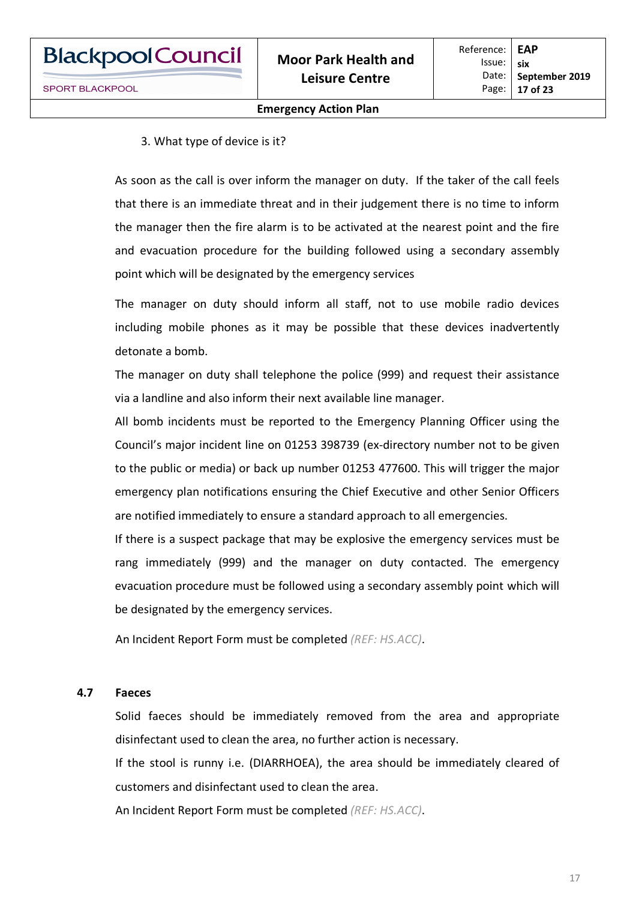3. What type of device is it?

As soon as the call is over inform the manager on duty. If the taker of the call feels that there is an immediate threat and in their judgement there is no time to inform the manager then the fire alarm is to be activated at the nearest point and the fire and evacuation procedure for the building followed using a secondary assembly point which will be designated by the emergency services

The manager on duty should inform all staff, not to use mobile radio devices including mobile phones as it may be possible that these devices inadvertently detonate a bomb.

The manager on duty shall telephone the police (999) and request their assistance via a landline and also inform their next available line manager.

All bomb incidents must be reported to the Emergency Planning Officer using the Council's major incident line on 01253 398739 (ex-directory number not to be given to the public or media) or back up number 01253 477600. This will trigger the major emergency plan notifications ensuring the Chief Executive and other Senior Officers are notified immediately to ensure a standard approach to all emergencies.

If there is a suspect package that may be explosive the emergency services must be rang immediately (999) and the manager on duty contacted. The emergency evacuation procedure must be followed using a secondary assembly point which will be designated by the emergency services.

An Incident Report Form must be completed *(REF: HS.ACC)*.

## 4.7 Faeces

Solid faeces should be immediately removed from the area and appropriate disinfectant used to clean the area, no further action is necessary.

If the stool is runny i.e. (DIARRHOEA), the area should be immediately cleared of customers and disinfectant used to clean the area.

An Incident Report Form must be completed *(REF: HS.ACC)*.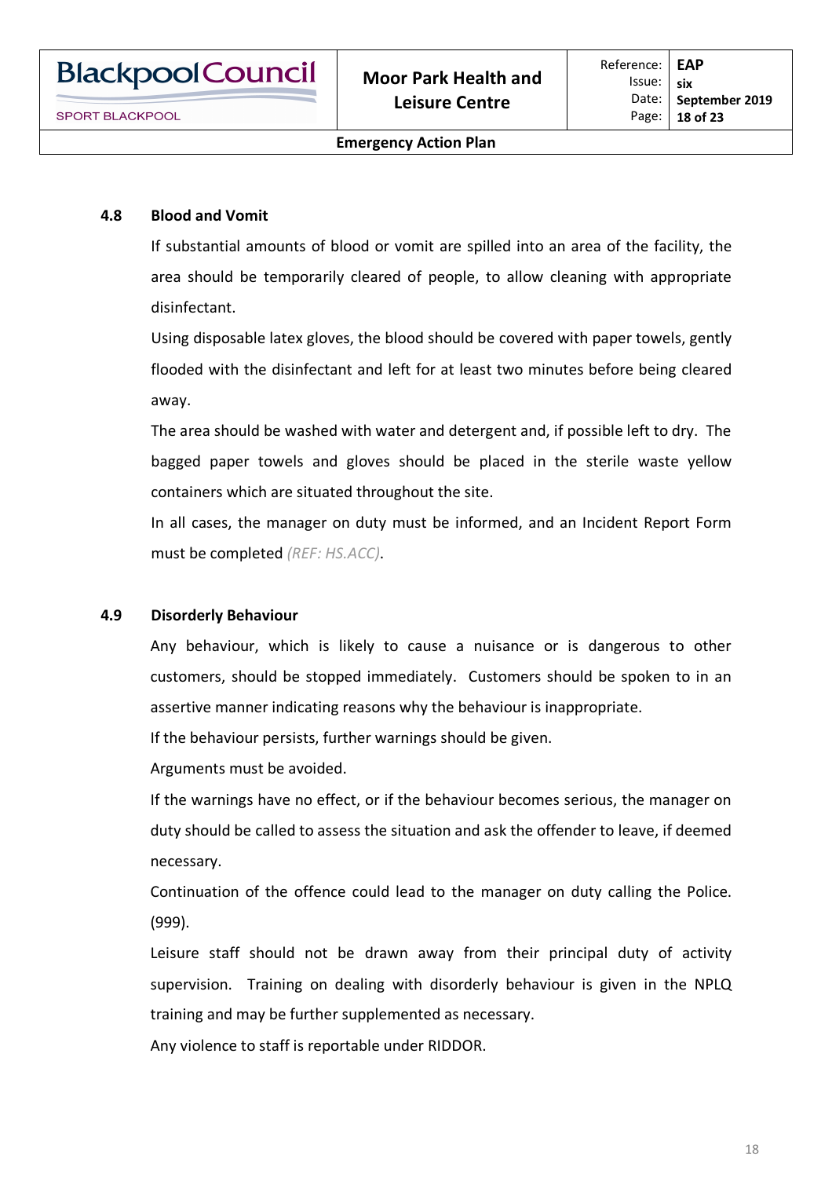### 4.8 Blood and Vomit

If substantial amounts of blood or vomit are spilled into an area of the facility, the area should be temporarily cleared of people, to allow cleaning with appropriate disinfectant.

Using disposable latex gloves, the blood should be covered with paper towels, gently flooded with the disinfectant and left for at least two minutes before being cleared away.

The area should be washed with water and detergent and, if possible left to dry. The bagged paper towels and gloves should be placed in the sterile waste yellow containers which are situated throughout the site.

In all cases, the manager on duty must be informed, and an Incident Report Form must be completed *(REF: HS.ACC)*.

### 4.9 Disorderly Behaviour

Any behaviour, which is likely to cause a nuisance or is dangerous to other customers, should be stopped immediately. Customers should be spoken to in an assertive manner indicating reasons why the behaviour is inappropriate.

If the behaviour persists, further warnings should be given.

Arguments must be avoided.

If the warnings have no effect, or if the behaviour becomes serious, the manager on duty should be called to assess the situation and ask the offender to leave, if deemed necessary.

Continuation of the offence could lead to the manager on duty calling the Police. (999).

Leisure staff should not be drawn away from their principal duty of activity supervision. Training on dealing with disorderly behaviour is given in the NPLQ training and may be further supplemented as necessary.

Any violence to staff is reportable under RIDDOR.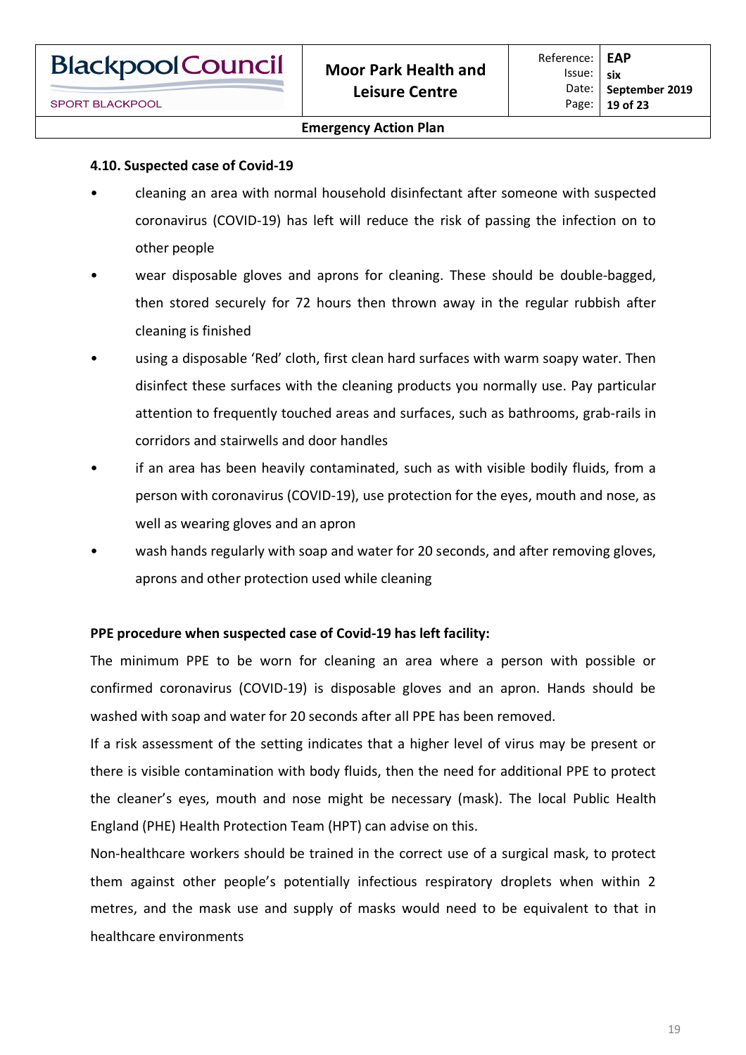#### 4.10. Suspected case of Covid-19

- cleaning an area with normal household disinfectant after someone with suspected coronavirus (COVID-19) has left will reduce the risk of passing the infection on to other people
- wear disposable gloves and aprons for cleaning. These should be double-bagged, then stored securely for 72 hours then thrown away in the regular rubbish after cleaning is finished
- using a disposable 'Red' cloth, first clean hard surfaces with warm soapy water. Then disinfect these surfaces with the cleaning products you normally use. Pay particular attention to frequently touched areas and surfaces, such as bathrooms, grab-rails in corridors and stairwells and door handles
- if an area has been heavily contaminated, such as with visible bodily fluids, from a person with coronavirus (COVID-19), use protection for the eyes, mouth and nose, as well as wearing gloves and an apron
- wash hands regularly with soap and water for 20 seconds, and after removing gloves, aprons and other protection used while cleaning

**PPE procedure when suspected case of Covid-19 has left facility:**

The minimum PPE to be worn for cleaning an area where a person with possible or confirmed coronavirus (COVID-19) is disposable gloves and an apron. Hands should be washed with soap and water for 20 seconds after all PPE has been removed.

If a risk assessment of the setting indicates that a higher level of virus may be present or there is visible contamination with body fluids, then the need for additional PPE to protect the cleaner's eyes, mouth and nose might be necessary (mask). The local Public Health England (PHE) Health Protection Team (HPT) can advise on this.

Non-healthcare workers should be trained in the correct use of a surgical mask, to protect them against other people's potentially infectious respiratory droplets when within 2 metres, and the mask use and supply of masks would need to be equivalent to that in healthcare environments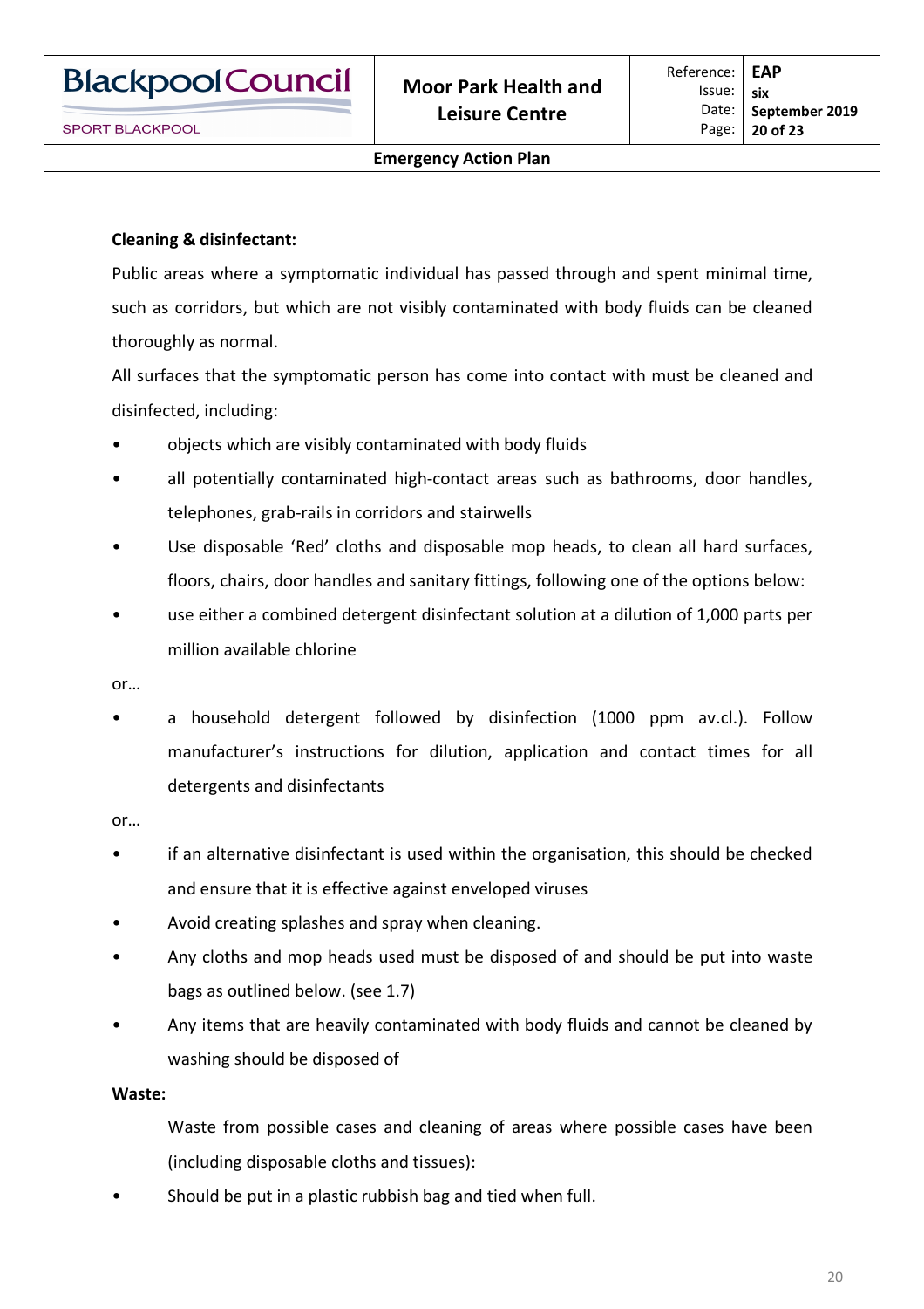**Cleaning & disinfectant:**

Public areas where a symptomatic individual has passed through and spent minimal time, such as corridors, but which are not visibly contaminated with body fluids can be cleaned thoroughly as normal.

All surfaces that the symptomatic person has come into contact with must be cleaned and disinfected, including:

- objects which are visibly contaminated with body fluids
- all potentially contaminated high-contact areas such as bathrooms, door handles, telephones, grab-rails in corridors and stairwells
- Use disposable 'Red' cloths and disposable mop heads, to clean all hard surfaces, floors, chairs, door handles and sanitary fittings, following one of the options below:
- use either a combined detergent disinfectant solution at a dilution of 1,000 parts per million available chlorine

or…

- a household detergent followed by disinfection (1000 ppm av.cl.). Follow manufacturer's instructions for dilution, application and contact times for all detergents and disinfectants

or…

- if an alternative disinfectant is used within the organisation, this should be checked and ensure that it is effective against enveloped viruses
- Avoid creating splashes and spray when cleaning.
- Any cloths and mop heads used must be disposed of and should be put into waste bags as outlined below. (see 1.7)
- Any items that are heavily contaminated with body fluids and cannot be cleaned by washing should be disposed of

**Waste:**

Waste from possible cases and cleaning of areas where possible cases have been (including disposable cloths and tissues):

- Should be put in a plastic rubbish bag and tied when full.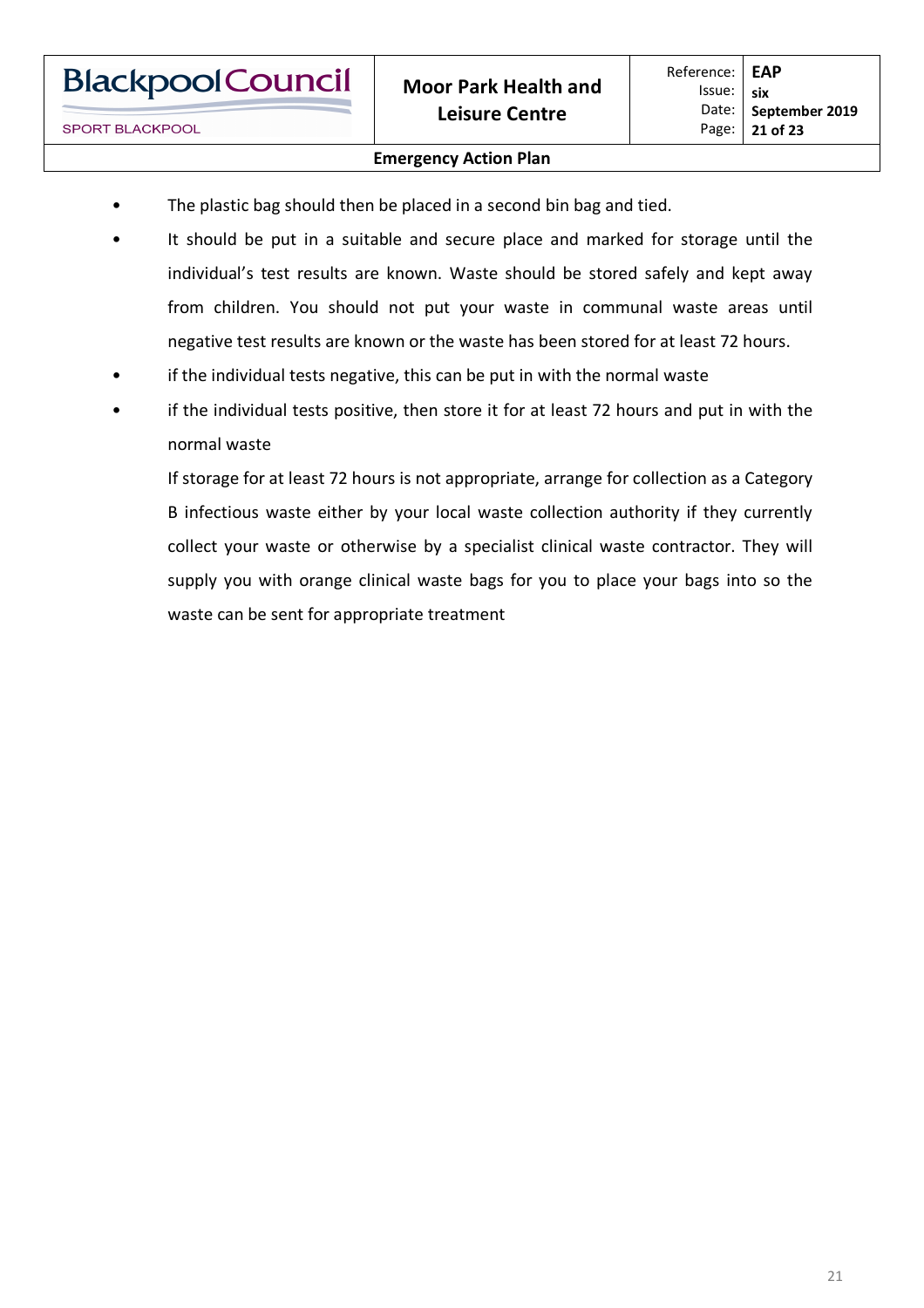- The plastic bag should then be placed in a second bin bag and tied.
- It should be put in a suitable and secure place and marked for storage until the individual's test results are known. Waste should be stored safely and kept away from children. You should not put your waste in communal waste areas until negative test results are known or the waste has been stored for at least 72 hours.
- if the individual tests negative, this can be put in with the normal waste
- if the individual tests positive, then store it for at least 72 hours and put in with the normal waste

  If storage for at least 72 hours is not appropriate, arrange for collection as a Category B infectious waste either by your local waste collection authority if they currently collect your waste or otherwise by a specialist clinical waste contractor. They will supply you with orange clinical waste bags for you to place your bags into so the waste can be sent for appropriate treatment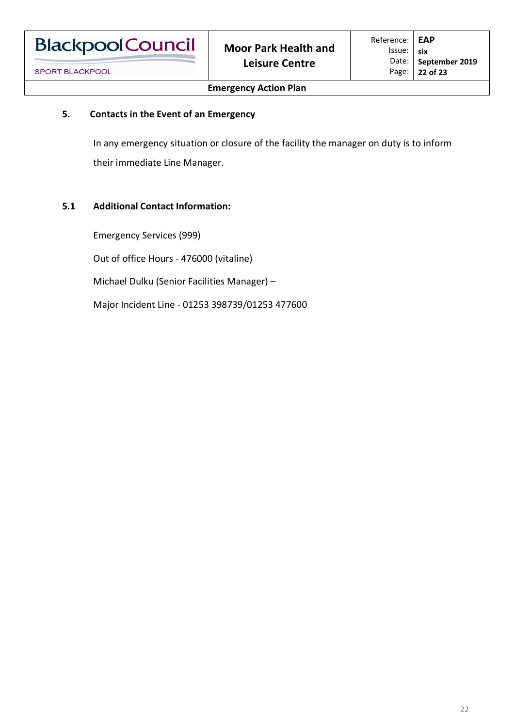## 5. Contacts in the Event of an Emergency

In any emergency situation or closure of the facility the manager on duty is to inform their immediate Line Manager.

### 5.1 Additional Contact Information:

Emergency Services (999)

Out of office Hours - 476000 (vitaline)

Michael Dulku (Senior Facilities Manager) –

Major Incident Line - 01253 398739/01253 477600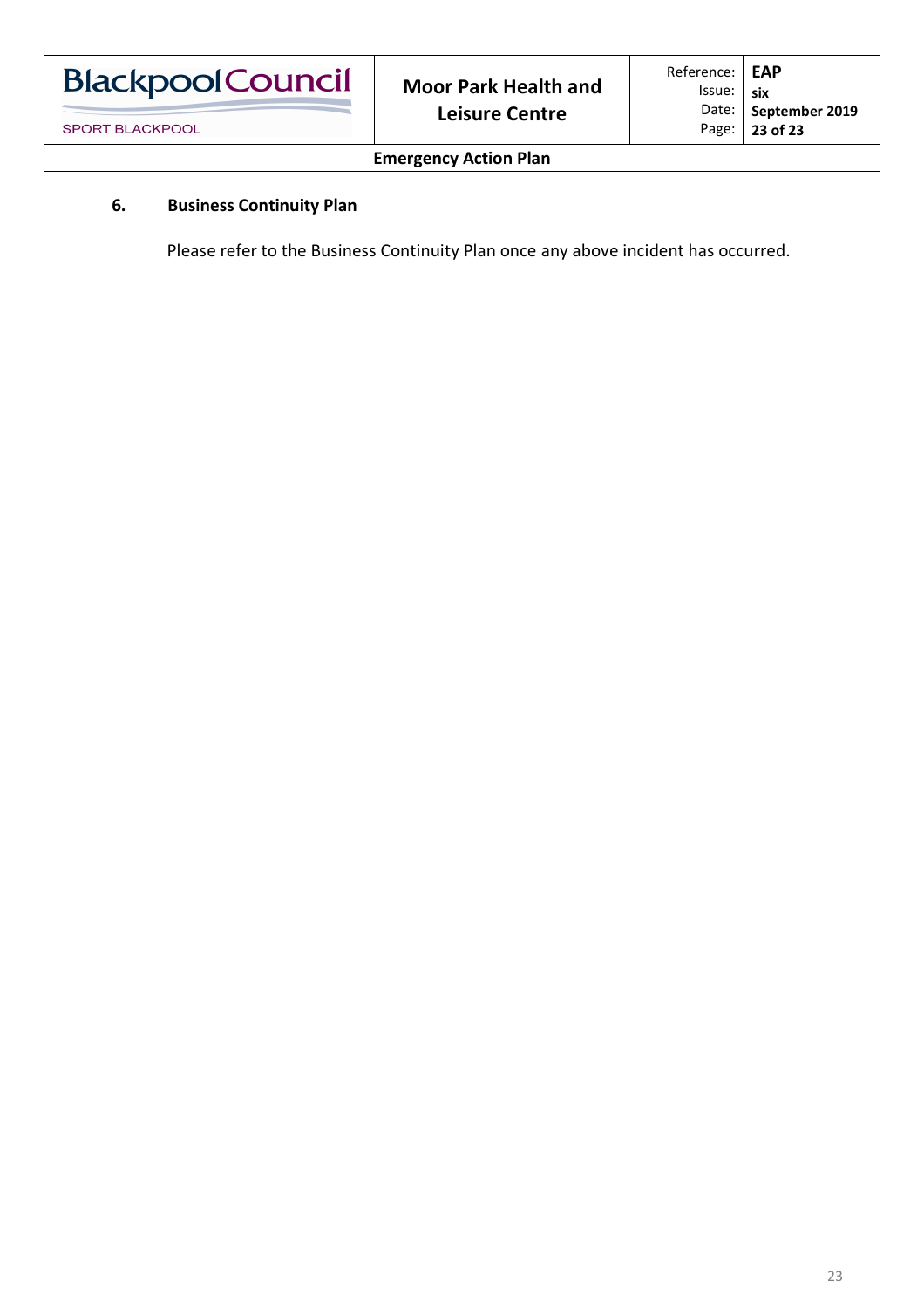## 6. Business Continuity Plan

Please refer to the Business Continuity Plan once any above incident has occurred.